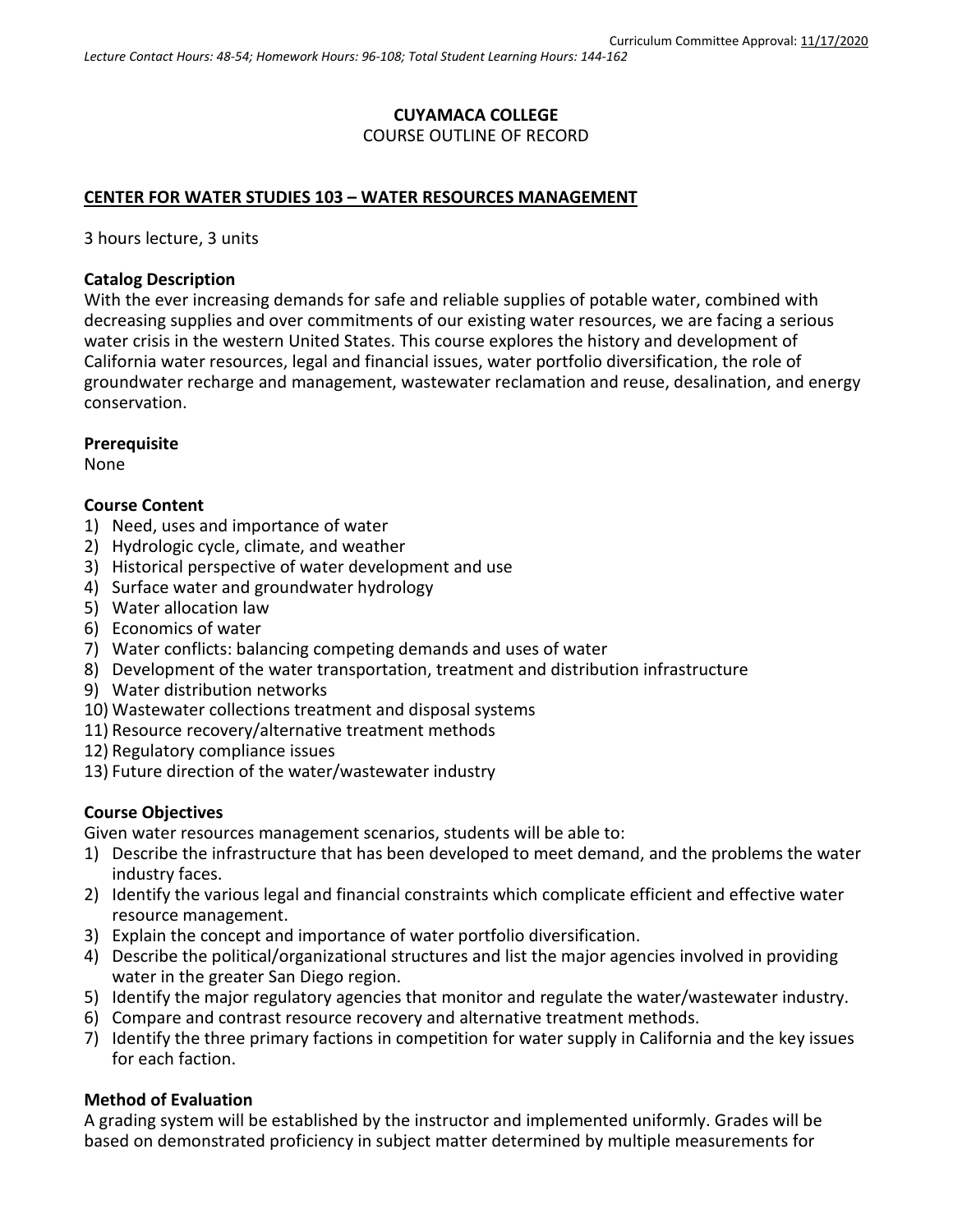Curriculum Committee Approval: 11/17/2020

*Lecture Contact Hours: 48-54; Homework Hours: 96-108; Total Student Learning Hours: 144-162*

**CUYAMACA COLLEGE**

COURSE OUTLINE OF RECORD

**CENTER FOR WATER STUDIES 103 – WATER RESOURCES MANAGEMENT**

3 hours lecture, 3 units

**Catalog Description**

With the ever increasing demands for safe and reliable supplies of potable water, combined with decreasing supplies and over commitments of our existing water resources, we are facing a serious water crisis in the western United States. This course explores the history and development of California water resources, legal and financial issues, water portfolio diversification, the role of groundwater recharge and management, wastewater reclamation and reuse, desalination, and energy conservation.

**Prerequisite**

None

**Course Content**

1) Need, uses and importance of water
2) Hydrologic cycle, climate, and weather
3) Historical perspective of water development and use
4) Surface water and groundwater hydrology
5) Water allocation law
6) Economics of water
7) Water conflicts: balancing competing demands and uses of water
8) Development of the water transportation, treatment and distribution infrastructure
9) Water distribution networks
10) Wastewater collections treatment and disposal systems
11) Resource recovery/alternative treatment methods
12) Regulatory compliance issues
13) Future direction of the water/wastewater industry

**Course Objectives**

Given water resources management scenarios, students will be able to:

1) Describe the infrastructure that has been developed to meet demand, and the problems the water industry faces.
2) Identify the various legal and financial constraints which complicate efficient and effective water resource management.
3) Explain the concept and importance of water portfolio diversification.
4) Describe the political/organizational structures and list the major agencies involved in providing water in the greater San Diego region.
5) Identify the major regulatory agencies that monitor and regulate the water/wastewater industry.
6) Compare and contrast resource recovery and alternative treatment methods.
7) Identify the three primary factions in competition for water supply in California and the key issues for each faction.

**Method of Evaluation**

A grading system will be established by the instructor and implemented uniformly. Grades will be based on demonstrated proficiency in subject matter determined by multiple measurements for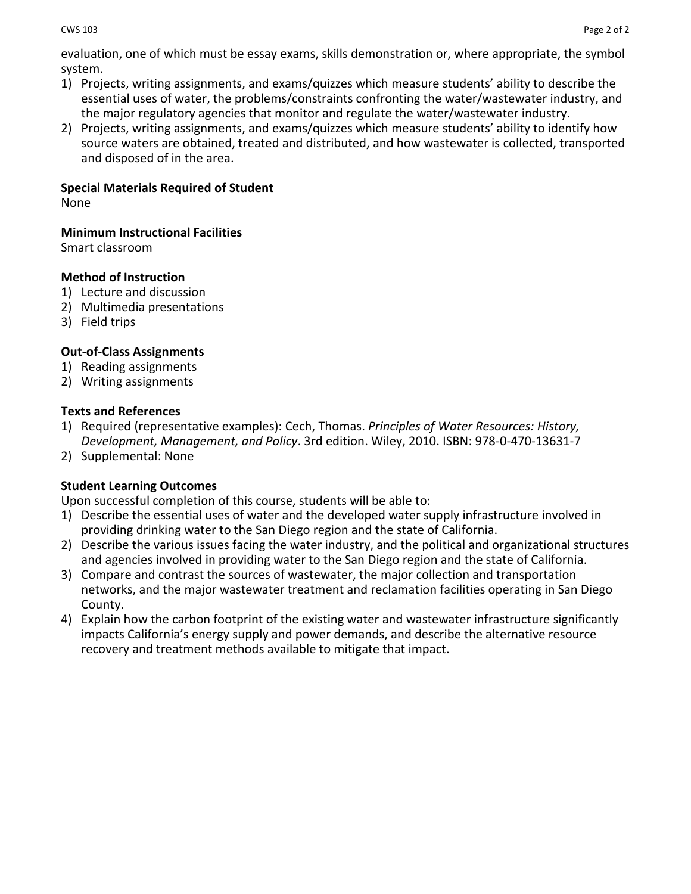evaluation, one of which must be essay exams, skills demonstration or, where appropriate, the symbol system.

1) Projects, writing assignments, and exams/quizzes which measure students' ability to describe the essential uses of water, the problems/constraints confronting the water/wastewater industry, and the major regulatory agencies that monitor and regulate the water/wastewater industry.
2) Projects, writing assignments, and exams/quizzes which measure students' ability to identify how source waters are obtained, treated and distributed, and how wastewater is collected, transported and disposed of in the area.

**Special Materials Required of Student**

None

**Minimum Instructional Facilities**

Smart classroom

**Method of Instruction**

1) Lecture and discussion
2) Multimedia presentations
3) Field trips

**Out-of-Class Assignments**

1) Reading assignments
2) Writing assignments

**Texts and References**

1) Required (representative examples): Cech, Thomas. *Principles of Water Resources: History, Development, Management, and Policy*. 3rd edition. Wiley, 2010. ISBN: 978-0-470-13631-7
2) Supplemental: None

**Student Learning Outcomes**

Upon successful completion of this course, students will be able to:

1) Describe the essential uses of water and the developed water supply infrastructure involved in providing drinking water to the San Diego region and the state of California.
2) Describe the various issues facing the water industry, and the political and organizational structures and agencies involved in providing water to the San Diego region and the state of California.
3) Compare and contrast the sources of wastewater, the major collection and transportation networks, and the major wastewater treatment and reclamation facilities operating in San Diego County.
4) Explain how the carbon footprint of the existing water and wastewater infrastructure significantly impacts California's energy supply and power demands, and describe the alternative resource recovery and treatment methods available to mitigate that impact.